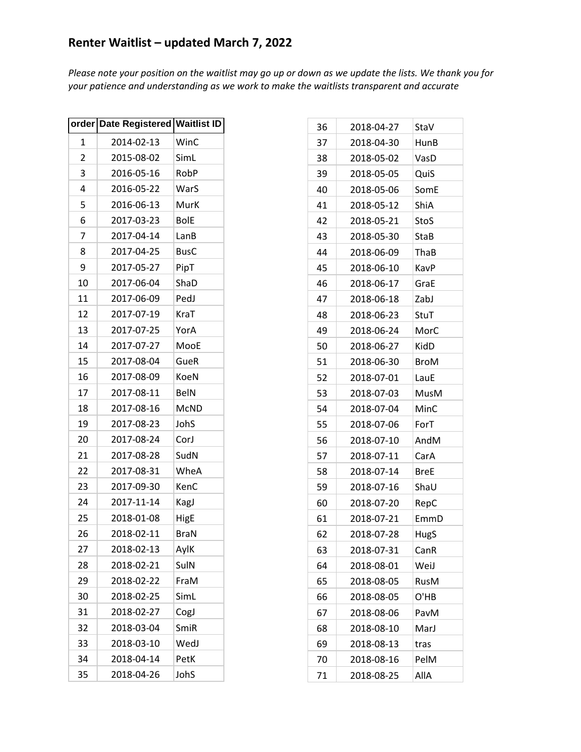# Renter Waitlist – updated March 7, 2022

*Please note your position on the waitlist may go up or down as we update the lists. We thank you for your patience and understanding as we work to make the waitlists transparent and accurate*

| order | Date Registered | Waitlist ID |
|---|---|---|
| 1 | 2014-02-13 | WinC |
| 2 | 2015-08-02 | SimL |
| 3 | 2016-05-16 | RobP |
| 4 | 2016-05-22 | WarS |
| 5 | 2016-06-13 | MurK |
| 6 | 2017-03-23 | BolE |
| 7 | 2017-04-14 | LanB |
| 8 | 2017-04-25 | BusC |
| 9 | 2017-05-27 | PipT |
| 10 | 2017-06-04 | ShaD |
| 11 | 2017-06-09 | PedJ |
| 12 | 2017-07-19 | KraT |
| 13 | 2017-07-25 | YorA |
| 14 | 2017-07-27 | MooE |
| 15 | 2017-08-04 | GueR |
| 16 | 2017-08-09 | KoeN |
| 17 | 2017-08-11 | BelN |
| 18 | 2017-08-16 | McND |
| 19 | 2017-08-23 | JohS |
| 20 | 2017-08-24 | CorJ |
| 21 | 2017-08-28 | SudN |
| 22 | 2017-08-31 | WheA |
| 23 | 2017-09-30 | KenC |
| 24 | 2017-11-14 | KagJ |
| 25 | 2018-01-08 | HigE |
| 26 | 2018-02-11 | BraN |
| 27 | 2018-02-13 | AylK |
| 28 | 2018-02-21 | SulN |
| 29 | 2018-02-22 | FraM |
| 30 | 2018-02-25 | SimL |
| 31 | 2018-02-27 | CogJ |
| 32 | 2018-03-04 | SmiR |
| 33 | 2018-03-10 | WedJ |
| 34 | 2018-04-14 | PetK |
| 35 | 2018-04-26 | JohS |
| 36 | 2018-04-27 | StaV |
| 37 | 2018-04-30 | HunB |
| 38 | 2018-05-02 | VasD |
| 39 | 2018-05-05 | QuiS |
| 40 | 2018-05-06 | SomE |
| 41 | 2018-05-12 | ShiA |
| 42 | 2018-05-21 | StoS |
| 43 | 2018-05-30 | StaB |
| 44 | 2018-06-09 | ThaB |
| 45 | 2018-06-10 | KavP |
| 46 | 2018-06-17 | GraE |
| 47 | 2018-06-18 | ZabJ |
| 48 | 2018-06-23 | StuT |
| 49 | 2018-06-24 | MorC |
| 50 | 2018-06-27 | KidD |
| 51 | 2018-06-30 | BroM |
| 52 | 2018-07-01 | LauE |
| 53 | 2018-07-03 | MusM |
| 54 | 2018-07-04 | MinC |
| 55 | 2018-07-06 | ForT |
| 56 | 2018-07-10 | AndM |
| 57 | 2018-07-11 | CarA |
| 58 | 2018-07-14 | BreE |
| 59 | 2018-07-16 | ShaU |
| 60 | 2018-07-20 | RepC |
| 61 | 2018-07-21 | EmmD |
| 62 | 2018-07-28 | HugS |
| 63 | 2018-07-31 | CanR |
| 64 | 2018-08-01 | WeiJ |
| 65 | 2018-08-05 | RusM |
| 66 | 2018-08-05 | O'HB |
| 67 | 2018-08-06 | PavM |
| 68 | 2018-08-10 | MarJ |
| 69 | 2018-08-13 | tras |
| 70 | 2018-08-16 | PelM |
| 71 | 2018-08-25 | AllA |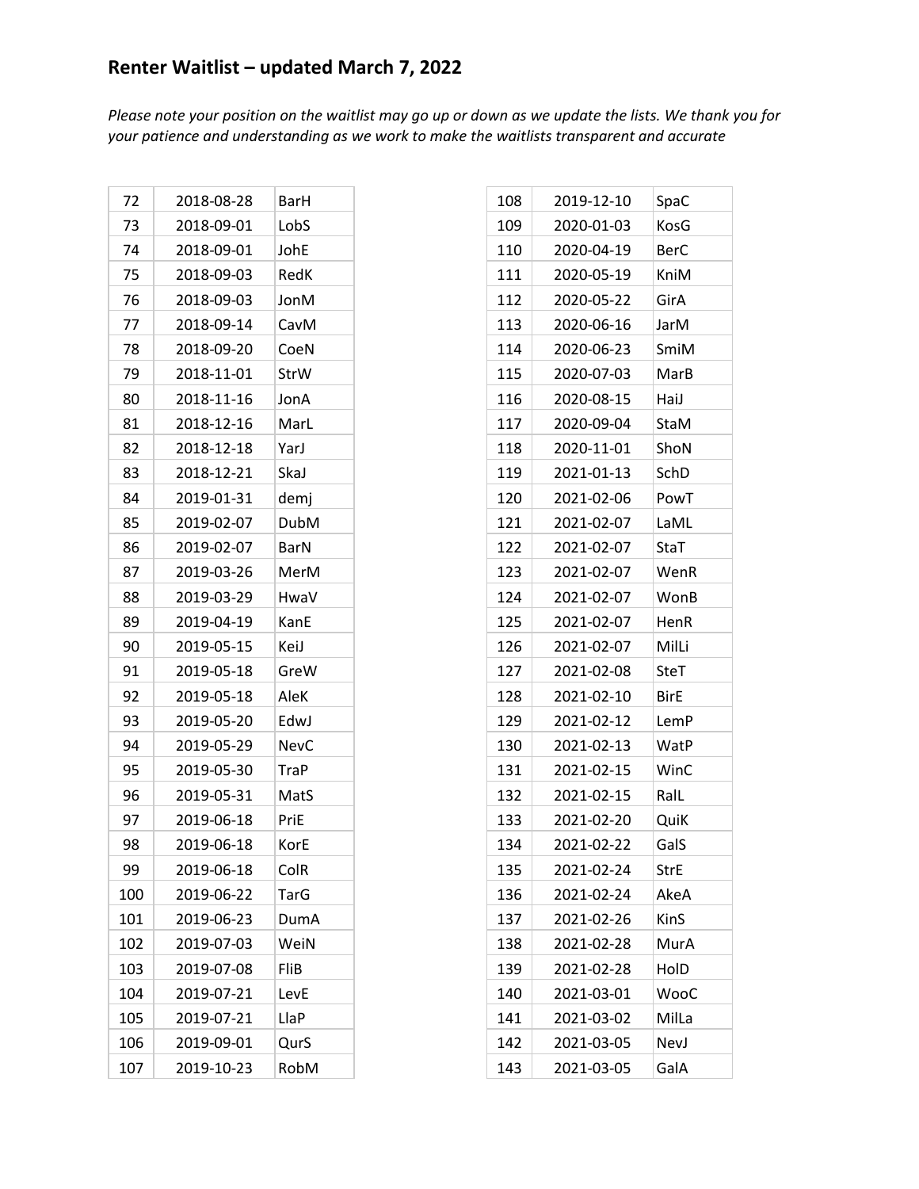## Renter Waitlist – updated March 7, 2022

*Please note your position on the waitlist may go up or down as we update the lists. We thank you for your patience and understanding as we work to make the waitlists transparent and accurate*

| | | |
|---|---|---|
| 72 | 2018-08-28 | BarH |
| 73 | 2018-09-01 | LobS |
| 74 | 2018-09-01 | JohE |
| 75 | 2018-09-03 | RedK |
| 76 | 2018-09-03 | JonM |
| 77 | 2018-09-14 | CavM |
| 78 | 2018-09-20 | CoeN |
| 79 | 2018-11-01 | StrW |
| 80 | 2018-11-16 | JonA |
| 81 | 2018-12-16 | MarL |
| 82 | 2018-12-18 | YarJ |
| 83 | 2018-12-21 | SkaJ |
| 84 | 2019-01-31 | demj |
| 85 | 2019-02-07 | DubM |
| 86 | 2019-02-07 | BarN |
| 87 | 2019-03-26 | MerM |
| 88 | 2019-03-29 | HwaV |
| 89 | 2019-04-19 | KanE |
| 90 | 2019-05-15 | KeiJ |
| 91 | 2019-05-18 | GreW |
| 92 | 2019-05-18 | AleK |
| 93 | 2019-05-20 | EdwJ |
| 94 | 2019-05-29 | NevC |
| 95 | 2019-05-30 | TraP |
| 96 | 2019-05-31 | MatS |
| 97 | 2019-06-18 | PriE |
| 98 | 2019-06-18 | KorE |
| 99 | 2019-06-18 | ColR |
| 100 | 2019-06-22 | TarG |
| 101 | 2019-06-23 | DumA |
| 102 | 2019-07-03 | WeiN |
| 103 | 2019-07-08 | FliB |
| 104 | 2019-07-21 | LevE |
| 105 | 2019-07-21 | LlaP |
| 106 | 2019-09-01 | QurS |
| 107 | 2019-10-23 | RobM |
| 108 | 2019-12-10 | SpaC |
| 109 | 2020-01-03 | KosG |
| 110 | 2020-04-19 | BerC |
| 111 | 2020-05-19 | KniM |
| 112 | 2020-05-22 | GirA |
| 113 | 2020-06-16 | JarM |
| 114 | 2020-06-23 | SmiM |
| 115 | 2020-07-03 | MarB |
| 116 | 2020-08-15 | HaiJ |
| 117 | 2020-09-04 | StaM |
| 118 | 2020-11-01 | ShoN |
| 119 | 2021-01-13 | SchD |
| 120 | 2021-02-06 | PowT |
| 121 | 2021-02-07 | LaML |
| 122 | 2021-02-07 | StaT |
| 123 | 2021-02-07 | WenR |
| 124 | 2021-02-07 | WonB |
| 125 | 2021-02-07 | HenR |
| 126 | 2021-02-07 | MilLi |
| 127 | 2021-02-08 | SteT |
| 128 | 2021-02-10 | BirE |
| 129 | 2021-02-12 | LemP |
| 130 | 2021-02-13 | WatP |
| 131 | 2021-02-15 | WinC |
| 132 | 2021-02-15 | RalL |
| 133 | 2021-02-20 | QuiK |
| 134 | 2021-02-22 | GalS |
| 135 | 2021-02-24 | StrE |
| 136 | 2021-02-24 | AkeA |
| 137 | 2021-02-26 | KinS |
| 138 | 2021-02-28 | MurA |
| 139 | 2021-02-28 | HolD |
| 140 | 2021-03-01 | WooC |
| 141 | 2021-03-02 | MilLa |
| 142 | 2021-03-05 | NevJ |
| 143 | 2021-03-05 | GalA |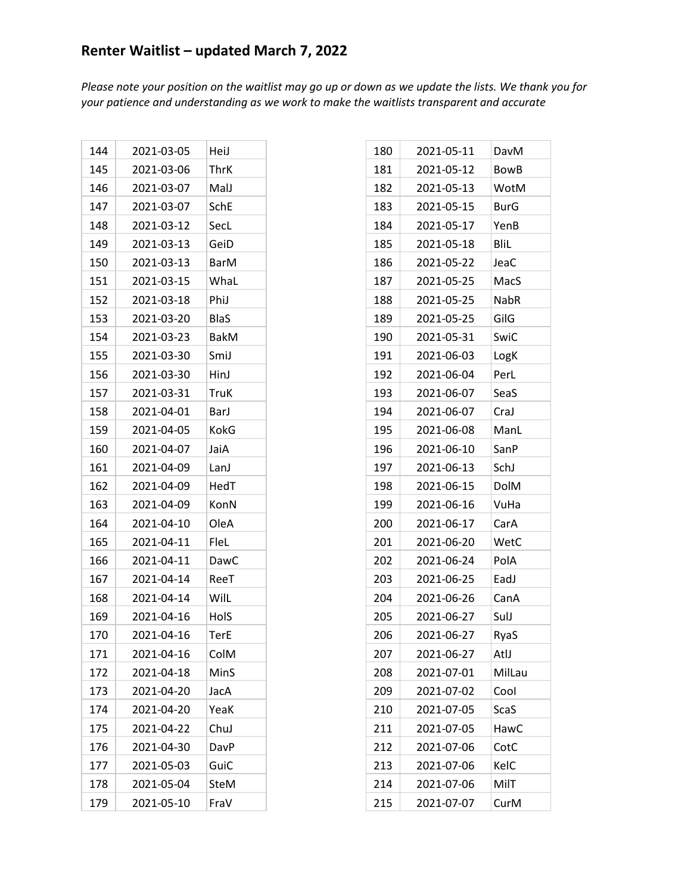## Renter Waitlist – updated March 7, 2022

*Please note your position on the waitlist may go up or down as we update the lists. We thank you for your patience and understanding as we work to make the waitlists transparent and accurate*

| | | |
|---|---|---|
| 144 | 2021-03-05 | HeiJ |
| 145 | 2021-03-06 | ThrK |
| 146 | 2021-03-07 | MalJ |
| 147 | 2021-03-07 | SchE |
| 148 | 2021-03-12 | SecL |
| 149 | 2021-03-13 | GeiD |
| 150 | 2021-03-13 | BarM |
| 151 | 2021-03-15 | WhaL |
| 152 | 2021-03-18 | PhiJ |
| 153 | 2021-03-20 | BlaS |
| 154 | 2021-03-23 | BakM |
| 155 | 2021-03-30 | SmiJ |
| 156 | 2021-03-30 | HinJ |
| 157 | 2021-03-31 | TruK |
| 158 | 2021-04-01 | BarJ |
| 159 | 2021-04-05 | KokG |
| 160 | 2021-04-07 | JaiA |
| 161 | 2021-04-09 | LanJ |
| 162 | 2021-04-09 | HedT |
| 163 | 2021-04-09 | KonN |
| 164 | 2021-04-10 | OleA |
| 165 | 2021-04-11 | FleL |
| 166 | 2021-04-11 | DawC |
| 167 | 2021-04-14 | ReeT |
| 168 | 2021-04-14 | WilL |
| 169 | 2021-04-16 | HolS |
| 170 | 2021-04-16 | TerE |
| 171 | 2021-04-16 | ColM |
| 172 | 2021-04-18 | MinS |
| 173 | 2021-04-20 | JacA |
| 174 | 2021-04-20 | YeaK |
| 175 | 2021-04-22 | ChuJ |
| 176 | 2021-04-30 | DavP |
| 177 | 2021-05-03 | GuiC |
| 178 | 2021-05-04 | SteM |
| 179 | 2021-05-10 | FraV |
| 180 | 2021-05-11 | DavM |
| 181 | 2021-05-12 | BowB |
| 182 | 2021-05-13 | WotM |
| 183 | 2021-05-15 | BurG |
| 184 | 2021-05-17 | YenB |
| 185 | 2021-05-18 | BliL |
| 186 | 2021-05-22 | JeaC |
| 187 | 2021-05-25 | MacS |
| 188 | 2021-05-25 | NabR |
| 189 | 2021-05-25 | GilG |
| 190 | 2021-05-31 | SwiC |
| 191 | 2021-06-03 | LogK |
| 192 | 2021-06-04 | PerL |
| 193 | 2021-06-07 | SeaS |
| 194 | 2021-06-07 | CraJ |
| 195 | 2021-06-08 | ManL |
| 196 | 2021-06-10 | SanP |
| 197 | 2021-06-13 | SchJ |
| 198 | 2021-06-15 | DolM |
| 199 | 2021-06-16 | VuHa |
| 200 | 2021-06-17 | CarA |
| 201 | 2021-06-20 | WetC |
| 202 | 2021-06-24 | PolA |
| 203 | 2021-06-25 | EadJ |
| 204 | 2021-06-26 | CanA |
| 205 | 2021-06-27 | SulJ |
| 206 | 2021-06-27 | RyaS |
| 207 | 2021-06-27 | AtlJ |
| 208 | 2021-07-01 | MilLau |
| 209 | 2021-07-02 | CooI |
| 210 | 2021-07-05 | ScaS |
| 211 | 2021-07-05 | HawC |
| 212 | 2021-07-06 | CotC |
| 213 | 2021-07-06 | KelC |
| 214 | 2021-07-06 | MilT |
| 215 | 2021-07-07 | CurM |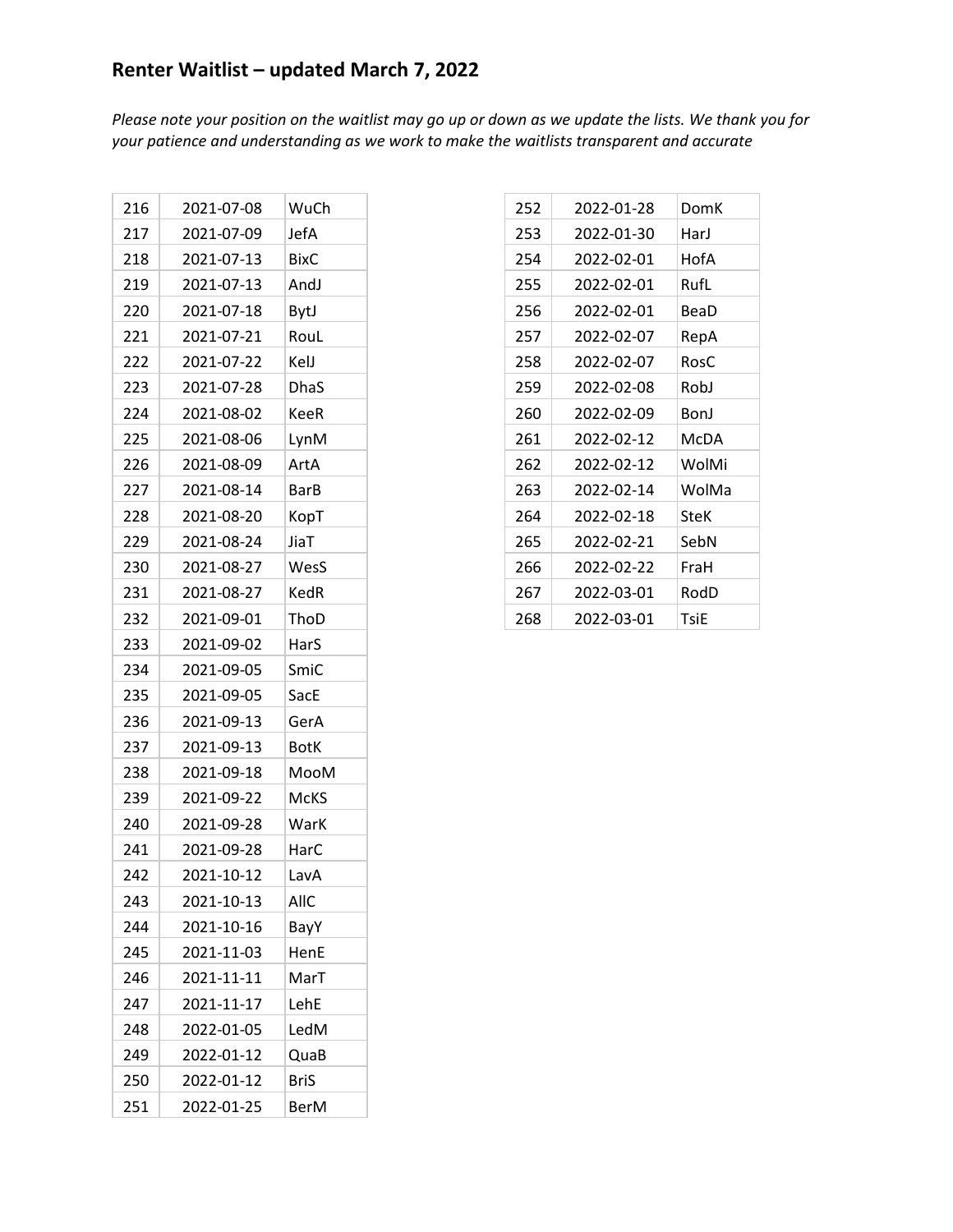## Renter Waitlist – updated March 7, 2022

*Please note your position on the waitlist may go up or down as we update the lists. We thank you for your patience and understanding as we work to make the waitlists transparent and accurate*

| | | |
|---|---|---|
| 216 | 2021-07-08 | WuCh |
| 217 | 2021-07-09 | JefA |
| 218 | 2021-07-13 | BixC |
| 219 | 2021-07-13 | AndJ |
| 220 | 2021-07-18 | BytJ |
| 221 | 2021-07-21 | RouL |
| 222 | 2021-07-22 | KelJ |
| 223 | 2021-07-28 | DhaS |
| 224 | 2021-08-02 | KeeR |
| 225 | 2021-08-06 | LynM |
| 226 | 2021-08-09 | ArtA |
| 227 | 2021-08-14 | BarB |
| 228 | 2021-08-20 | KopT |
| 229 | 2021-08-24 | JiaT |
| 230 | 2021-08-27 | WesS |
| 231 | 2021-08-27 | KedR |
| 232 | 2021-09-01 | ThoD |
| 233 | 2021-09-02 | HarS |
| 234 | 2021-09-05 | SmiC |
| 235 | 2021-09-05 | SacE |
| 236 | 2021-09-13 | GerA |
| 237 | 2021-09-13 | BotK |
| 238 | 2021-09-18 | MooM |
| 239 | 2021-09-22 | McKS |
| 240 | 2021-09-28 | WarK |
| 241 | 2021-09-28 | HarC |
| 242 | 2021-10-12 | LavA |
| 243 | 2021-10-13 | AllC |
| 244 | 2021-10-16 | BayY |
| 245 | 2021-11-03 | HenE |
| 246 | 2021-11-11 | MarT |
| 247 | 2021-11-17 | LehE |
| 248 | 2022-01-05 | LedM |
| 249 | 2022-01-12 | QuaB |
| 250 | 2022-01-12 | BriS |
| 251 | 2022-01-25 | BerM |
| 252 | 2022-01-28 | DomK |
| 253 | 2022-01-30 | HarJ |
| 254 | 2022-02-01 | HofA |
| 255 | 2022-02-01 | RufL |
| 256 | 2022-02-01 | BeaD |
| 257 | 2022-02-07 | RepA |
| 258 | 2022-02-07 | RosC |
| 259 | 2022-02-08 | RobJ |
| 260 | 2022-02-09 | BonJ |
| 261 | 2022-02-12 | McDA |
| 262 | 2022-02-12 | WolMi |
| 263 | 2022-02-14 | WolMa |
| 264 | 2022-02-18 | SteK |
| 265 | 2022-02-21 | SebN |
| 266 | 2022-02-22 | FraH |
| 267 | 2022-03-01 | RodD |
| 268 | 2022-03-01 | TsiE |